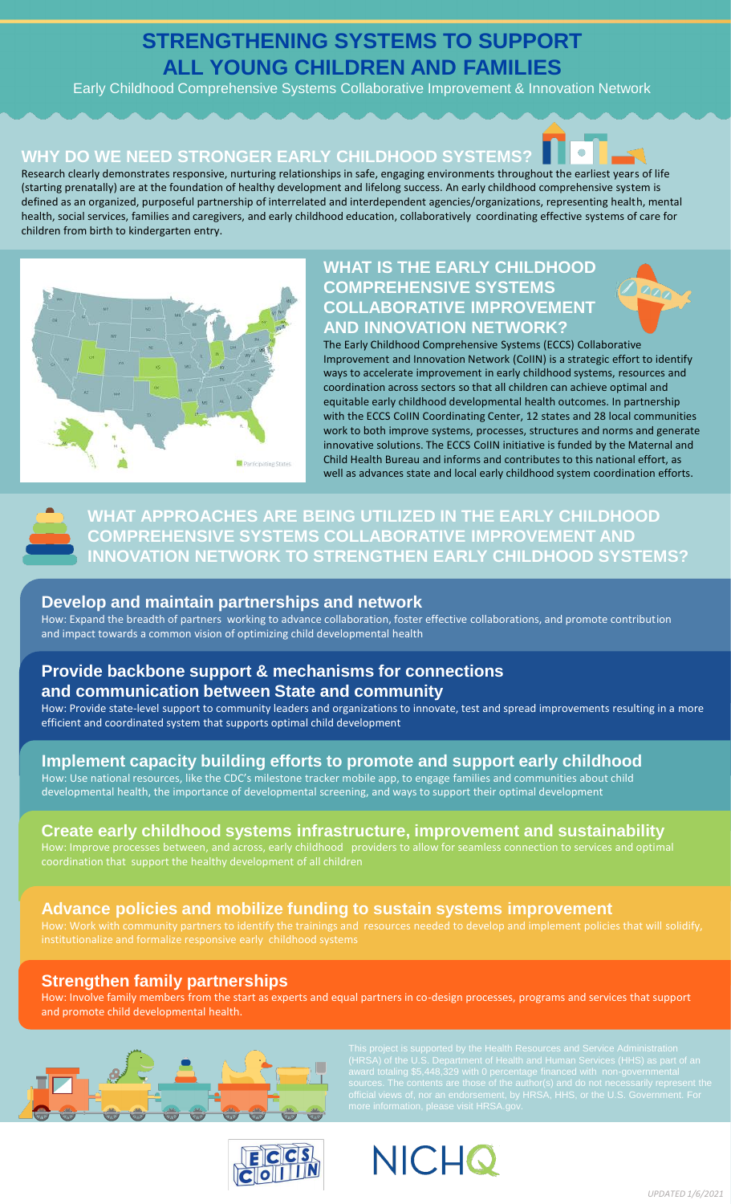# STRENGTHENING SYSTEMS TO SUPPORT ALL YOUNG CHILDREN AND FAMILIES

Early Childhood Comprehensive Systems Collaborative Improvement & Innovation Network

## WHY DO WE NEED STRONGER EARLY CHILDHOOD SYSTEMS?

Research clearly demonstrates responsive, nurturing relationships in safe, engaging environments throughout the earliest years of life (starting prenatally) are at the foundation of healthy development and lifelong success. An early childhood comprehensive system is defined as an organized, purposeful partnership of interrelated and interdependent agencies/organizations, representing health, mental health, social services, families and caregivers, and early childhood education, collaboratively coordinating effective systems of care for children from birth to kindergarten entry.

Participating States

## WHAT IS THE EARLY CHILDHOOD COMPREHENSIVE SYSTEMS COLLABORATIVE IMPROVEMENT AND INNOVATION NETWORK?

The Early Childhood Comprehensive Systems (ECCS) Collaborative Improvement and Innovation Network (CoIIN) is a strategic effort to identify ways to accelerate improvement in early childhood systems, resources and coordination across sectors so that all children can achieve optimal and equitable early childhood developmental health outcomes. In partnership with the ECCS CoIIN Coordinating Center, 12 states and 28 local communities work to both improve systems, processes, structures and norms and generate innovative solutions. The ECCS CoIIN initiative is funded by the Maternal and Child Health Bureau and informs and contributes to this national effort, as well as advances state and local early childhood system coordination efforts.

## WHAT APPROACHES ARE BEING UTILIZED IN THE EARLY CHILDHOOD COMPREHENSIVE SYSTEMS COLLABORATIVE IMPROVEMENT AND INNOVATION NETWORK TO STRENGTHEN EARLY CHILDHOOD SYSTEMS?

### Develop and maintain partnerships and network

How: Expand the breadth of partners working to advance collaboration, foster effective collaborations, and promote contribution and impact towards a common vision of optimizing child developmental health

### Provide backbone support & mechanisms for connections and communication between State and community

How: Provide state-level support to community leaders and organizations to innovate, test and spread improvements resulting in a more efficient and coordinated system that supports optimal child development

### Implement capacity building efforts to promote and support early childhood

How: Use national resources, like the CDC's milestone tracker mobile app, to engage families and communities about child developmental health, the importance of developmental screening, and ways to support their optimal development

### Create early childhood systems infrastructure, improvement and sustainability

How: Improve processes between, and across, early childhood providers to allow for seamless connection to services and optimal coordination that support the healthy development of all children

### Advance policies and mobilize funding to sustain systems improvement

How: Work with community partners to identify the trainings and resources needed to develop and implement policies that will solidify, institutionalize and formalize responsive early childhood systems

### Strengthen family partnerships

How: Involve family members from the start as experts and equal partners in co-design processes, programs and services that support and promote child developmental health.

This project is supported by the Health Resources and Service Administration (HRSA) of the U.S. Department of Health and Human Services (HHS) as part of an award totaling $5,448,329 with 0 percentage financed with non-governmental sources. The contents are those of the author(s) and do not necessarily represent the official views of, nor an endorsement, by HRSA, HHS, or the U.S. Government. For more information, please visit HRSA.gov.

ECCS CoIIN

NICHQ

*UPDATED 1/6/2021*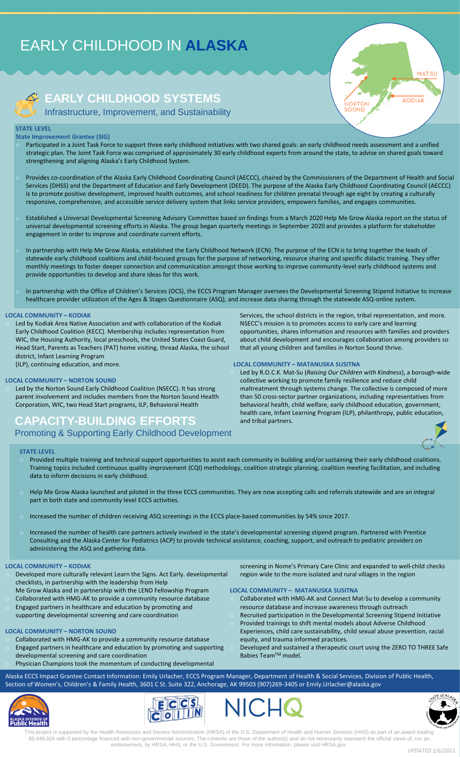# EARLY CHILDHOOD IN **ALASKA**

MAT-SU
KODIAK
NORTON SOUND

## EARLY CHILDHOOD SYSTEMS

Infrastructure, Improvement, and Sustainability

### STATE LEVEL

**State Improvement Grantee (SIG)**

- Participated in a Joint Task Force to support three early childhood initiatives with two shared goals: an early childhood needs assessment and a unified strategic plan. The Joint Task Force was comprised of approximately 30 early childhood experts from around the state, to advise on shared goals toward strengthening and aligning Alaska's Early Childhood System.
- Provides co-coordination of the Alaska Early Childhood Coordinating Council (AECCC), chaired by the Commissioners of the Department of Health and Social Services (DHSS) and the Department of Education and Early Development (DEED). The purpose of the Alaska Early Childhood Coordinating Council (AECCC) is to promote positive development, improved health outcomes, and school readiness for children prenatal through age eight by creating a culturally responsive, comprehensive, and accessible service delivery system that links service providers, empowers families, and engages communities.
- Established a Universal Developmental Screening Advisory Committee based on findings from a March 2020 Help Me Grow Alaska report on the status of universal developmental screening efforts in Alaska. The group began quarterly meetings in September 2020 and provides a platform for stakeholder engagement in order to improve and coordinate current efforts.
- In partnership with Help Me Grow Alaska, established the Early Childhood Network (ECN). The purpose of the ECN is to bring together the leads of statewide early childhood coalitions and child-focused groups for the purpose of networking, resource sharing and specific didactic training. They offer monthly meetings to foster deeper connection and communication amongst those working to improve community-level early childhood systems and provide opportunities to develop and share ideas for this work.
- In partnership with the Office of Children's Services (OCS), the ECCS Program Manager oversees the Developmental Screening Stipend Initiative to increase healthcare provider utilization of the Ages & Stages Questionnaire (ASQ), and increase data sharing through the statewide ASQ-online system.

### LOCAL COMMUNITY – KODIAK

- Led by Kodiak Area Native Association and with collaboration of the Kodiak Early Childhood Coalition (KECC). Membership includes representation from WIC, the Housing Authority, local preschools, the United States Coast Guard, Head Start, Parents as Teachers (PAT) home visiting, thread Alaska, the school district, Infant Learning Program (ILP), continuing education, and more.

### LOCAL COMMUNITY – NORTON SOUND

- Led by the Norton Sound Early Childhood Coalition (NSECC). It has strong parent involvement and includes members from the Norton Sound Health Corporation, WIC, two Head Start programs, ILP, Behavioral Health Services, the school districts in the region, tribal representation, and more. NSECC's mission is to promotes access to early care and learning opportunities, shares information and resources with families and providers about child development and encourages collaboration among providers so that all young children and families in Norton Sound thrive.

### LOCAL COMMUNITY – MATANUSKA SUSITNA

- Led by R.O.C.K. Mat-Su (*Raising Our Children with Kindness*), a borough-wide collective working to promote family resilience and reduce child maltreatment through systems change. The collective is composed of more than 50 cross-sector partner organizations, including representatives from behavioral health, child welfare, early childhood education, government, health care, Infant Learning Program (ILP), philanthropy, public education, and tribal partners.

## CAPACITY-BUILDING EFFORTS

Promoting & Supporting Early Childhood Development

### STATE LEVEL

- Provided multiple training and technical support opportunities to assist each community in building and/or sustaining their early childhood coalitions. Training topics included continuous quality improvement (CQI) methodology, coalition strategic planning, coalition meeting facilitation, and including data to inform decisions in early childhood.
- Help Me Grow Alaska launched and piloted in the three ECCS communities. They are now accepting calls and referrals statewide and are an integral part in both state and community level ECCS activities.
- Increased the number of children receiving ASQ screenings in the ECCS place-based communities by 54% since 2017.
- Increased the number of health care partners actively involved in the state's developmental screening stipend program. Partnered with Prentice Consulting and the Alaska Center for Pediatrics (ACP) to provide technical assistance, coaching, support, and outreach to pediatric providers on administering the ASQ and gathering data.

### LOCAL COMMUNITY – KODIAK

- Developed more culturally relevant Learn the Signs. Act Early. developmental checklists, in partnership with the leadership from Help Me Grow Alaska and in partnership with the LEND Fellowship Program
- Collaborated with HMG-AK to provide a community resource database
- Engaged partners in healthcare and education by promoting and supporting developmental screening and care coordination

### LOCAL COMMUNITY – NORTON SOUND

- Collaborated with HMG-AK to provide a community resource database
- Engaged partners in healthcare and education by promoting and supporting developmental screening and care coordination
- Physician Champions took the momentum of conducting developmental screening in Nome's Primary Care Clinic and expanded to well-child checks region wide to the more isolated and rural villages in the region

### LOCAL COMMUNITY – MATANUSKA SUSITNA

- Collaborated with HMG-AK and Connect Mat-Su to develop a community resource database and increase awareness through outreach
- Recruited participation in the Developmental Screening Stipend Initiative
- Provided trainings to shift mental models about Adverse Childhood Experiences, child care sustainability, child sexual abuse prevention, racial equity, and trauma informed practices.
- Developed and sustained a therapeutic court using the ZERO TO THREE Safe Babies Team™ model.

Alaska ECCS Impact Grantee Contact Information: Emily Urlacher, ECCS Program Manager, Department of Health & Social Services, Division of Public Health, Section of Women's, Children's & Family Health, 3601 C St. Suite 322, Anchorage, AK 99503 (907)269-3405 or Emily.Urlacher@alaska.gov

This project is supported by the Health Resources and Service Administration (HRSA) of the U.S. Department of Health and Human Services (HHS) as part of an award totaling $5,448,329 with 0 percentage financed with non-governmental sources. The contents are those of the author(s) and do not necessarily represent the official views of, nor an endorsement, by HRSA, HHS, or the U.S. Government. For more information, please visit HRSA.gov.

*UPDATED 1/6/2021*